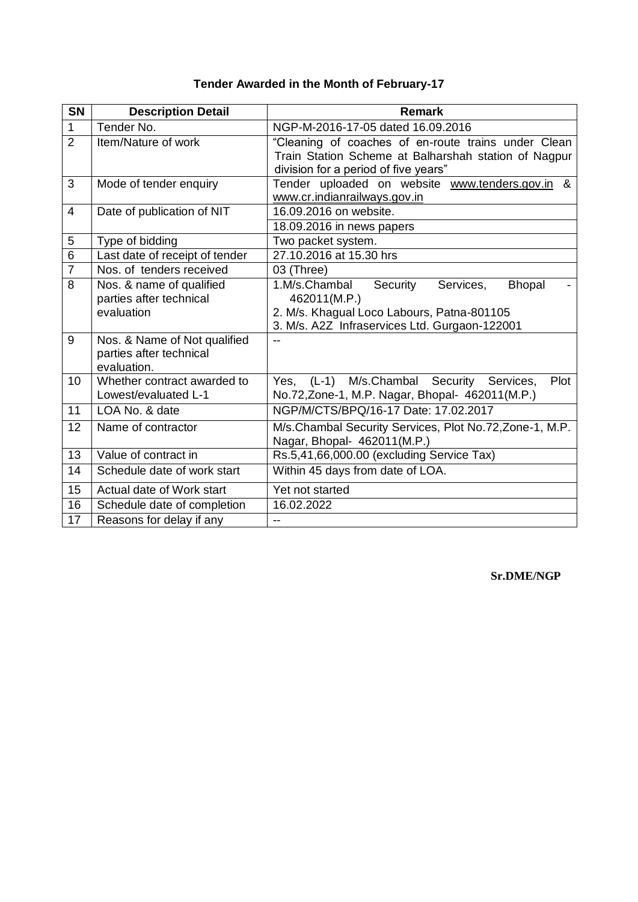**Tender Awarded in the Month of February-17**

| SN | Description Detail | Remark |
|---|---|---|
| 1 | Tender No. | NGP-M-2016-17-05 dated 16.09.2016 |
| 2 | Item/Nature of work | "Cleaning of coaches of en-route trains under Clean Train Station Scheme at Balharshah station of Nagpur division for a period of five years" |
| 3 | Mode of tender enquiry | Tender uploaded on website www.tenders.gov.in & www.cr.indianrailways.gov.in |
| 4 | Date of publication of NIT | 16.09.2016 on website.<br>18.09.2016 in news papers |
| 5 | Type of bidding | Two packet system. |
| 6 | Last date of receipt of tender | 27.10.2016 at 15.30 hrs |
| 7 | Nos. of tenders received | 03 (Three) |
| 8 | Nos. & name of qualified parties after technical evaluation | 1.M/s.Chambal Security Services, Bhopal - 462011(M.P.)<br>2. M/s. Khagual Loco Labours, Patna-801105<br>3. M/s. A2Z Infraservices Ltd. Gurgaon-122001 |
| 9 | Nos. & Name of Not qualified parties after technical evaluation. | -- |
| 10 | Whether contract awarded to Lowest/evaluated L-1 | Yes, (L-1) M/s.Chambal Security Services, Plot No.72,Zone-1, M.P. Nagar, Bhopal- 462011(M.P.) |
| 11 | LOA No. & date | NGP/M/CTS/BPQ/16-17 Date: 17.02.2017 |
| 12 | Name of contractor | M/s.Chambal Security Services, Plot No.72,Zone-1, M.P. Nagar, Bhopal- 462011(M.P.) |
| 13 | Value of contract in | Rs.5,41,66,000.00 (excluding Service Tax) |
| 14 | Schedule date of work start | Within 45 days from date of LOA. |
| 15 | Actual date of Work start | Yet not started |
| 16 | Schedule date of completion | 16.02.2022 |
| 17 | Reasons for delay if any | -- |

**Sr.DME/NGP**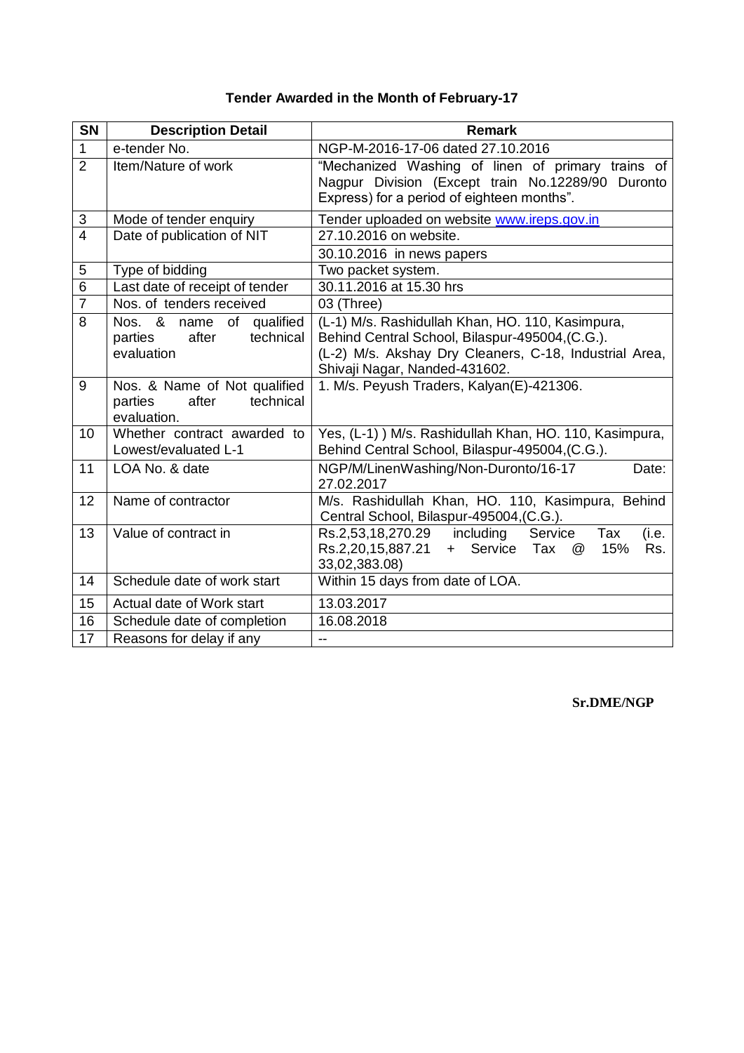**Tender Awarded in the Month of February-17**

| SN | Description Detail | Remark |
|---|---|---|
| 1 | e-tender No. | NGP-M-2016-17-06 dated 27.10.2016 |
| 2 | Item/Nature of work | "Mechanized Washing of linen of primary trains of Nagpur Division (Except train No.12289/90 Duronto Express) for a period of eighteen months". |
| 3 | Mode of tender enquiry | Tender uploaded on website www.ireps.gov.in |
| 4 | Date of publication of NIT | 27.10.2016 on website. |
| | | 30.10.2016 in news papers |
| 5 | Type of bidding | Two packet system. |
| 6 | Last date of receipt of tender | 30.11.2016 at 15.30 hrs |
| 7 | Nos. of tenders received | 03 (Three) |
| 8 | Nos. & name of qualified parties after technical evaluation | (L-1) M/s. Rashidullah Khan, HO. 110, Kasimpura, Behind Central School, Bilaspur-495004,(C.G.). (L-2) M/s. Akshay Dry Cleaners, C-18, Industrial Area, Shivaji Nagar, Nanded-431602. |
| 9 | Nos. & Name of Not qualified parties after technical evaluation. | 1. M/s. Peyush Traders, Kalyan(E)-421306. |
| 10 | Whether contract awarded to Lowest/evaluated L-1 | Yes, (L-1) ) M/s. Rashidullah Khan, HO. 110, Kasimpura, Behind Central School, Bilaspur-495004,(C.G.). |
| 11 | LOA No. & date | NGP/M/LinenWashing/Non-Duronto/16-17 Date: 27.02.2017 |
| 12 | Name of contractor | M/s. Rashidullah Khan, HO. 110, Kasimpura, Behind Central School, Bilaspur-495004,(C.G.). |
| 13 | Value of contract in | Rs.2,53,18,270.29 including Service Tax (i.e. Rs.2,20,15,887.21 + Service Tax @ 15% Rs. 33,02,383.08) |
| 14 | Schedule date of work start | Within 15 days from date of LOA. |
| 15 | Actual date of Work start | 13.03.2017 |
| 16 | Schedule date of completion | 16.08.2018 |
| 17 | Reasons for delay if any | -- |

**Sr.DME/NGP**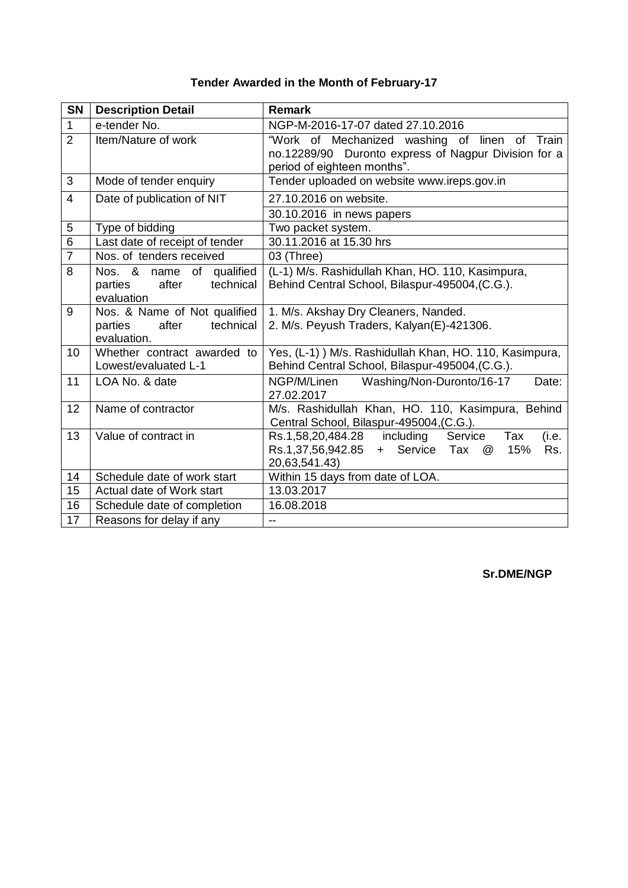**Tender Awarded in the Month of February-17**

| SN | Description Detail | Remark |
|---|---|---|
| 1 | e-tender No. | NGP-M-2016-17-07 dated 27.10.2016 |
| 2 | Item/Nature of work | "Work of Mechanized washing of linen of Train no.12289/90 Duronto express of Nagpur Division for a period of eighteen months". |
| 3 | Mode of tender enquiry | Tender uploaded on website www.ireps.gov.in |
| 4 | Date of publication of NIT | 27.10.2016 on website.<br>30.10.2016 in news papers |
| 5 | Type of bidding | Two packet system. |
| 6 | Last date of receipt of tender | 30.11.2016 at 15.30 hrs |
| 7 | Nos. of tenders received | 03 (Three) |
| 8 | Nos. & name of qualified parties after technical evaluation | (L-1) M/s. Rashidullah Khan, HO. 110, Kasimpura, Behind Central School, Bilaspur-495004,(C.G.). |
| 9 | Nos. & Name of Not qualified parties after technical evaluation. | 1. M/s. Akshay Dry Cleaners, Nanded.<br>2. M/s. Peyush Traders, Kalyan(E)-421306. |
| 10 | Whether contract awarded to Lowest/evaluated L-1 | Yes, (L-1) ) M/s. Rashidullah Khan, HO. 110, Kasimpura, Behind Central School, Bilaspur-495004,(C.G.). |
| 11 | LOA No. & date | NGP/M/Linen Washing/Non-Duronto/16-17 Date: 27.02.2017 |
| 12 | Name of contractor | M/s. Rashidullah Khan, HO. 110, Kasimpura, Behind Central School, Bilaspur-495004,(C.G.). |
| 13 | Value of contract in | Rs.1,58,20,484.28 including Service Tax (i.e. Rs.1,37,56,942.85 + Service Tax @ 15% Rs. 20,63,541.43) |
| 14 | Schedule date of work start | Within 15 days from date of LOA. |
| 15 | Actual date of Work start | 13.03.2017 |
| 16 | Schedule date of completion | 16.08.2018 |
| 17 | Reasons for delay if any | -- |

**Sr.DME/NGP**